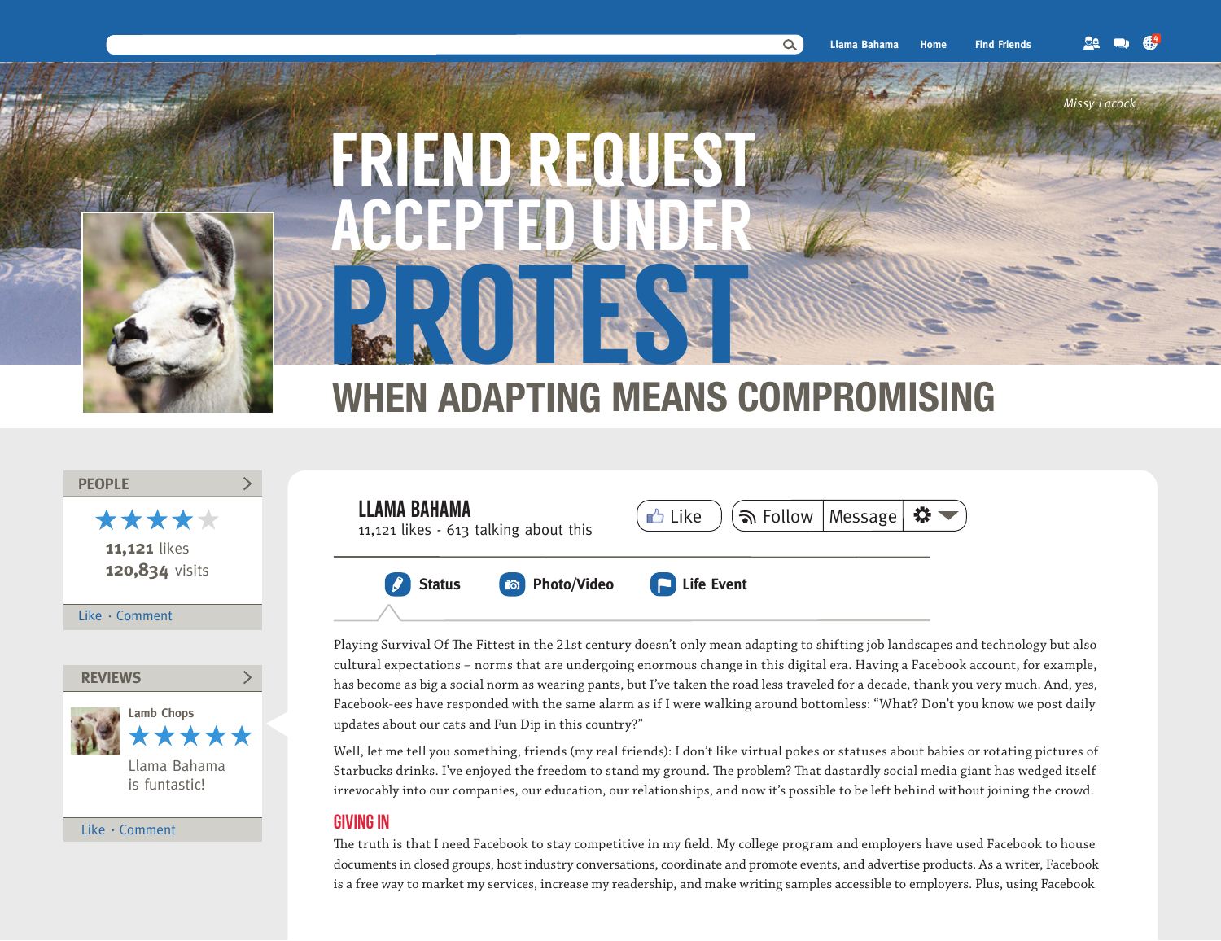Llama Bahama Home Find Friends

*Missy Lacock*

# FRIEND REQUEST ACCEPTED UNDER PROTEST

## WHEN ADAPTING MEANS COMPROMISING

**PEOPLE**

★★★★☆

**11,121** likes
**120,834** visits

Like · Comment

**REVIEWS**

Lamb Chops
★★★★★
Llama Bahama is funtastic!

Like · Comment

**LLAMA BAHAMA**
11,121 likes · 613 talking about this

Like | Follow | Message

Status | Photo/Video | Life Event

Playing Survival Of The Fittest in the 21st century doesn't only mean adapting to shifting job landscapes and technology but also cultural expectations – norms that are undergoing enormous change in this digital era. Having a Facebook account, for example, has become as big a social norm as wearing pants, but I've taken the road less traveled for a decade, thank you very much. And, yes, Facebook-ees have responded with the same alarm as if I were walking around bottomless: "What? Don't you know we post daily updates about our cats and Fun Dip in this country?"

Well, let me tell you something, friends (my real friends): I don't like virtual pokes or statuses about babies or rotating pictures of Starbucks drinks. I've enjoyed the freedom to stand my ground. The problem? That dastardly social media giant has wedged itself irrevocably into our companies, our education, our relationships, and now it's possible to be left behind without joining the crowd.

### GIVING IN

The truth is that I need Facebook to stay competitive in my field. My college program and employers have used Facebook to house documents in closed groups, host industry conversations, coordinate and promote events, and advertise products. As a writer, Facebook is a free way to market my services, increase my readership, and make writing samples accessible to employers. Plus, using Facebook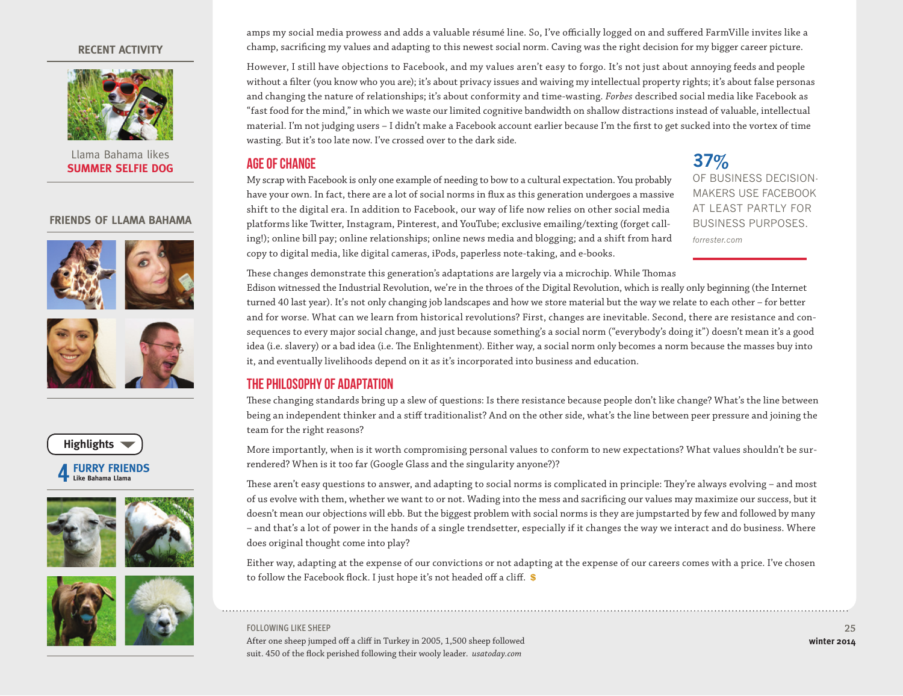amps my social media prowess and adds a valuable résumé line. So, I've officially logged on and suffered FarmVille invites like a champ, sacrificing my values and adapting to this newest social norm. Caving was the right decision for my bigger career picture.

However, I still have objections to Facebook, and my values aren't easy to forgo. It's not just about annoying feeds and people without a filter (you know who you are); it's about privacy issues and waiving my intellectual property rights; it's about false personas and changing the nature of relationships; it's about conformity and time-wasting. *Forbes* described social media like Facebook as "fast food for the mind," in which we waste our limited cognitive bandwidth on shallow distractions instead of valuable, intellectual material. I'm not judging users – I didn't make a Facebook account earlier because I'm the first to get sucked into the vortex of time wasting. But it's too late now. I've crossed over to the dark side.

## AGE OF CHANGE

My scrap with Facebook is only one example of needing to bow to a cultural expectation. You probably have your own. In fact, there are a lot of social norms in flux as this generation undergoes a massive shift to the digital era. In addition to Facebook, our way of life now relies on other social media platforms like Twitter, Instagram, Pinterest, and YouTube; exclusive emailing/texting (forget calling!); online bill pay; online relationships; online news media and blogging; and a shift from hard copy to digital media, like digital cameras, iPods, paperless note-taking, and e-books.

**37%**
OF BUSINESS DECISION-MAKERS USE FACEBOOK AT LEAST PARTLY FOR BUSINESS PURPOSES.
*forrester.com*

These changes demonstrate this generation's adaptations are largely via a microchip. While Thomas Edison witnessed the Industrial Revolution, we're in the throes of the Digital Revolution, which is really only beginning (the Internet turned 40 last year). It's not only changing job landscapes and how we store material but the way we relate to each other – for better and for worse. What can we learn from historical revolutions? First, changes are inevitable. Second, there are resistance and consequences to every major social change, and just because something's a social norm ("everybody's doing it") doesn't mean it's a good idea (i.e. slavery) or a bad idea (i.e. The Enlightenment). Either way, a social norm only becomes a norm because the masses buy into it, and eventually livelihoods depend on it as it's incorporated into business and education.

## THE PHILOSOPHY OF ADAPTATION

These changing standards bring up a slew of questions: Is there resistance because people don't like change? What's the line between being an independent thinker and a stiff traditionalist? And on the other side, what's the line between peer pressure and joining the team for the right reasons?

More importantly, when is it worth compromising personal values to conform to new expectations? What values shouldn't be surrendered? When is it too far (Google Glass and the singularity anyone?)?

These aren't easy questions to answer, and adapting to social norms is complicated in principle: They're always evolving – and most of us evolve with them, whether we want to or not. Wading into the mess and sacrificing our values may maximize our success, but it doesn't mean our objections will ebb. But the biggest problem with social norms is they are jumpstarted by few and followed by many – and that's a lot of power in the hands of a single trendsetter, especially if it changes the way we interact and do business. Where does original thought come into play?

Either way, adapting at the expense of our convictions or not adapting at the expense of our careers comes with a price. I've chosen to follow the Facebook flock. I just hope it's not headed off a cliff. $

**RECENT ACTIVITY**

Llama Bahama likes
**SUMMER SELFIE DOG**

**FRIENDS OF LLAMA BAHAMA**

**Highlights**

**4 FURRY FRIENDS**
Like Bahama Llama

FOLLOWING LIKE SHEEP
After one sheep jumped off a cliff in Turkey in 2005, 1,500 sheep followed suit. 450 of the flock perished following their wooly leader. *usatoday.com*